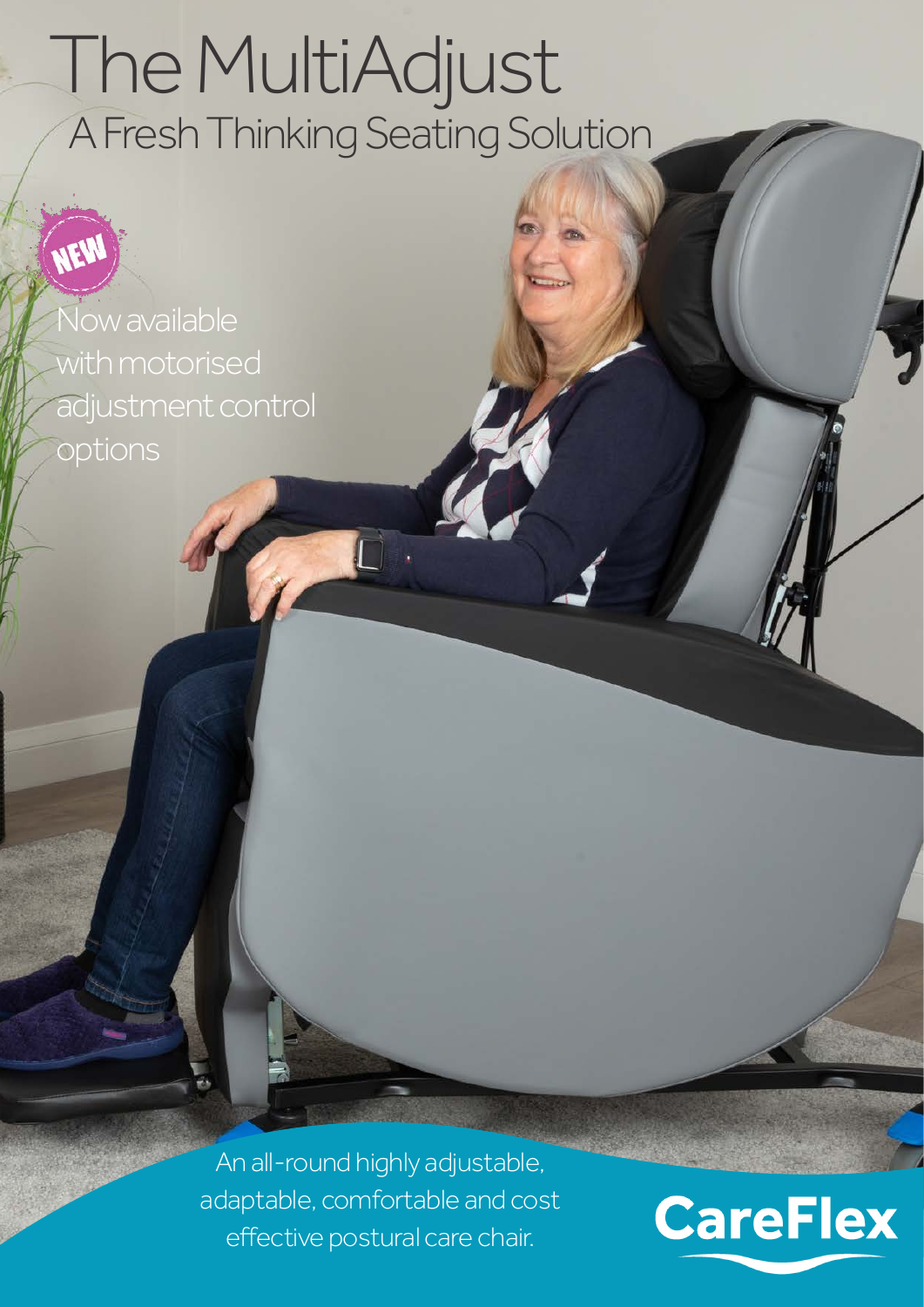# The MultiAdjust

## A Fresh Thinking Seating Solution

NEW

Now available with motorised adjustment control options

An all-round highly adjustable, adaptable, comfortable and cost effective postural care chair.

CareFlex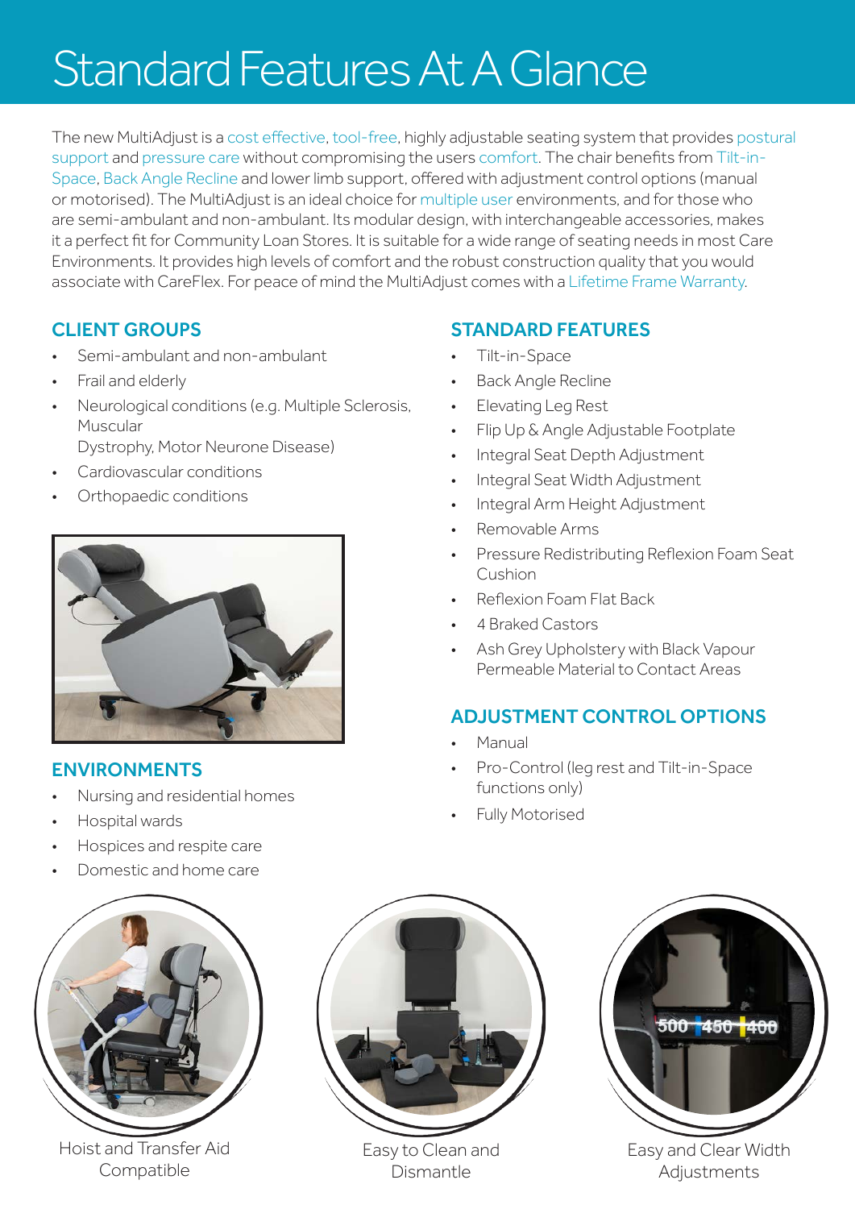# Standard Features At A Glance

The new MultiAdjust is a cost effective, tool-free, highly adjustable seating system that provides postural support and pressure care without compromising the users comfort. The chair benefits from Tilt-in-Space, Back Angle Recline and lower limb support, offered with adjustment control options (manual or motorised). The MultiAdjust is an ideal choice for multiple user environments, and for those who are semi-ambulant and non-ambulant. Its modular design, with interchangeable accessories, makes it a perfect fit for Community Loan Stores. It is suitable for a wide range of seating needs in most Care Environments. It provides high levels of comfort and the robust construction quality that you would associate with CareFlex. For peace of mind the MultiAdjust comes with a Lifetime Frame Warranty.

## CLIENT GROUPS

- Semi-ambulant and non-ambulant
- Frail and elderly
- Neurological conditions (e.g. Multiple Sclerosis, Muscular Dystrophy, Motor Neurone Disease)
- Cardiovascular conditions
- Orthopaedic conditions

## ENVIRONMENTS

- Nursing and residential homes
- Hospital wards
- Hospices and respite care
- Domestic and home care

## STANDARD FEATURES

- Tilt-in-Space
- Back Angle Recline
- Elevating Leg Rest
- Flip Up & Angle Adjustable Footplate
- Integral Seat Depth Adjustment
- Integral Seat Width Adjustment
- Integral Arm Height Adjustment
- Removable Arms
- Pressure Redistributing Reflexion Foam Seat Cushion
- Reflexion Foam Flat Back
- 4 Braked Castors
- Ash Grey Upholstery with Black Vapour Permeable Material to Contact Areas

## ADJUSTMENT CONTROL OPTIONS

- Manual
- Pro-Control (leg rest and Tilt-in-Space functions only)
- Fully Motorised

Hoist and Transfer Aid Compatible

Easy to Clean and Dismantle

Easy and Clear Width Adjustments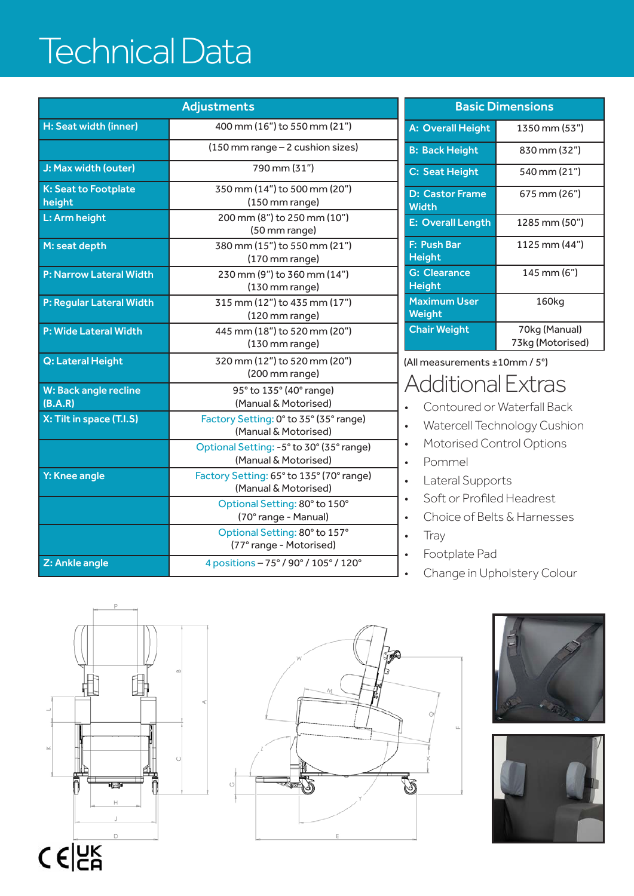# Technical Data

| Adjustments | |
|---|---|
| H: Seat width (inner) | 400 mm (16") to 550 mm (21") |
| | (150 mm range – 2 cushion sizes) |
| J: Max width (outer) | 790 mm (31") |
| K: Seat to Footplate height | 350 mm (14") to 500 mm (20") (150 mm range) |
| L: Arm height | 200 mm (8") to 250 mm (10") (50 mm range) |
| M: seat depth | 380 mm (15") to 550 mm (21") (170 mm range) |
| P: Narrow Lateral Width | 230 mm (9") to 360 mm (14") (130 mm range) |
| P: Regular Lateral Width | 315 mm (12") to 435 mm (17") (120 mm range) |
| P: Wide Lateral Width | 445 mm (18") to 520 mm (20") (130 mm range) |
| Q: Lateral Height | 320 mm (12") to 520 mm (20") (200 mm range) |
| W: Back angle recline (B.A.R) | 95° to 135° (40° range) (Manual & Motorised) |
| X: Tilt in space (T.I.S) | Factory Setting: 0° to 35° (35° range) (Manual & Motorised) |
| | Optional Setting: -5° to 30° (35° range) (Manual & Motorised) |
| Y: Knee angle | Factory Setting: 65° to 135° (70° range) (Manual & Motorised) |
| | Optional Setting: 80° to 150° (70° range - Manual) |
| | Optional Setting: 80° to 157° (77° range - Motorised) |
| Z: Ankle angle | 4 positions – 75° / 90° / 105° / 120° |

| Basic Dimensions | |
|---|---|
| A: Overall Height | 1350 mm (53") |
| B: Back Height | 830 mm (32") |
| C: Seat Height | 540 mm (21") |
| D: Castor Frame Width | 675 mm (26") |
| E: Overall Length | 1285 mm (50") |
| F: Push Bar Height | 1125 mm (44") |
| G: Clearance Height | 145 mm (6") |
| Maximum User Weight | 160kg |
| Chair Weight | 70kg (Manual) 73kg (Motorised) |

(All measurements ±10mm / 5°)

## Additional Extras

- Contoured or Waterfall Back
- Watercell Technology Cushion
- Motorised Control Options
- Pommel
- Lateral Supports
- Soft or Profiled Headrest
- Choice of Belts & Harnesses
- Tray
- Footplate Pad
- Change in Upholstery Colour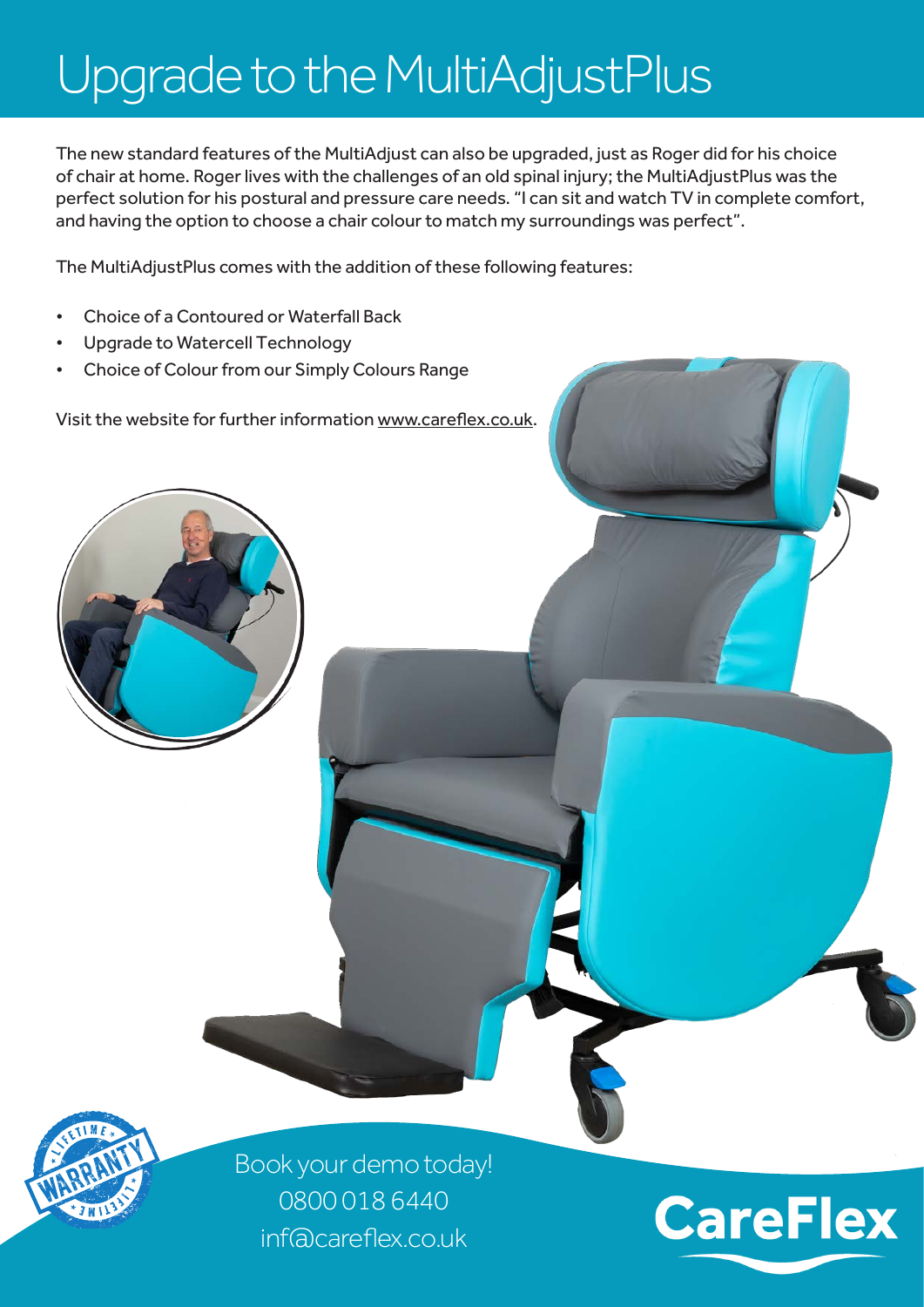# Upgrade to the MultiAdjustPlus

The new standard features of the MultiAdjust can also be upgraded, just as Roger did for his choice of chair at home. Roger lives with the challenges of an old spinal injury; the MultiAdjustPlus was the perfect solution for his postural and pressure care needs. "I can sit and watch TV in complete comfort, and having the option to choose a chair colour to match my surroundings was perfect".

The MultiAdjustPlus comes with the addition of these following features:

- Choice of a Contoured or Waterfall Back
- Upgrade to Watercell Technology
- Choice of Colour from our Simply Colours Range

Visit the website for further information www.careflex.co.uk.

LIFETIME WARRANTY LIFETIME

Book your demo today!
0800 018 6440
inf@careflex.co.uk

CareFlex